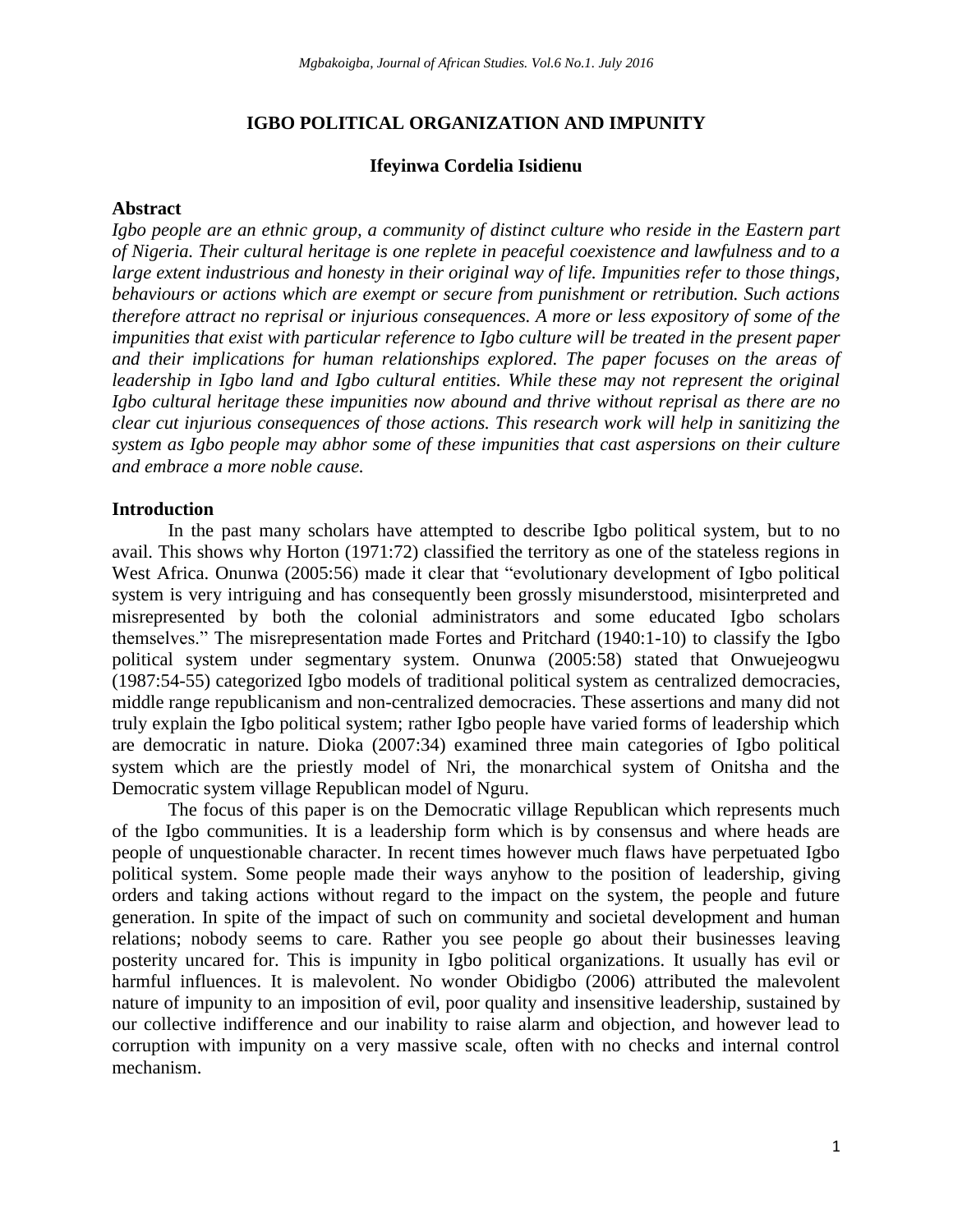# IGBO POLITICAL ORGANIZATION AND IMPUNITY

**Ifeyinwa Cordelia Isidienu**

## Abstract

*Igbo people are an ethnic group, a community of distinct culture who reside in the Eastern part of Nigeria. Their cultural heritage is one replete in peaceful coexistence and lawfulness and to a large extent industrious and honesty in their original way of life. Impunities refer to those things, behaviours or actions which are exempt or secure from punishment or retribution. Such actions therefore attract no reprisal or injurious consequences. A more or less expository of some of the impunities that exist with particular reference to Igbo culture will be treated in the present paper and their implications for human relationships explored. The paper focuses on the areas of leadership in Igbo land and Igbo cultural entities. While these may not represent the original Igbo cultural heritage these impunities now abound and thrive without reprisal as there are no clear cut injurious consequences of those actions. This research work will help in sanitizing the system as Igbo people may abhor some of these impunities that cast aspersions on their culture and embrace a more noble cause.*

## Introduction

In the past many scholars have attempted to describe Igbo political system, but to no avail. This shows why Horton (1971:72) classified the territory as one of the stateless regions in West Africa. Onunwa (2005:56) made it clear that "evolutionary development of Igbo political system is very intriguing and has consequently been grossly misunderstood, misinterpreted and misrepresented by both the colonial administrators and some educated Igbo scholars themselves." The misrepresentation made Fortes and Pritchard (1940:1-10) to classify the Igbo political system under segmentary system. Onunwa (2005:58) stated that Onwuejeogwu (1987:54-55) categorized Igbo models of traditional political system as centralized democracies, middle range republicanism and non-centralized democracies. These assertions and many did not truly explain the Igbo political system; rather Igbo people have varied forms of leadership which are democratic in nature. Dioka (2007:34) examined three main categories of Igbo political system which are the priestly model of Nri, the monarchical system of Onitsha and the Democratic system village Republican model of Nguru.

The focus of this paper is on the Democratic village Republican which represents much of the Igbo communities. It is a leadership form which is by consensus and where heads are people of unquestionable character. In recent times however much flaws have perpetuated Igbo political system. Some people made their ways anyhow to the position of leadership, giving orders and taking actions without regard to the impact on the system, the people and future generation. In spite of the impact of such on community and societal development and human relations; nobody seems to care. Rather you see people go about their businesses leaving posterity uncared for. This is impunity in Igbo political organizations. It usually has evil or harmful influences. It is malevolent. No wonder Obidigbo (2006) attributed the malevolent nature of impunity to an imposition of evil, poor quality and insensitive leadership, sustained by our collective indifference and our inability to raise alarm and objection, and however lead to corruption with impunity on a very massive scale, often with no checks and internal control mechanism.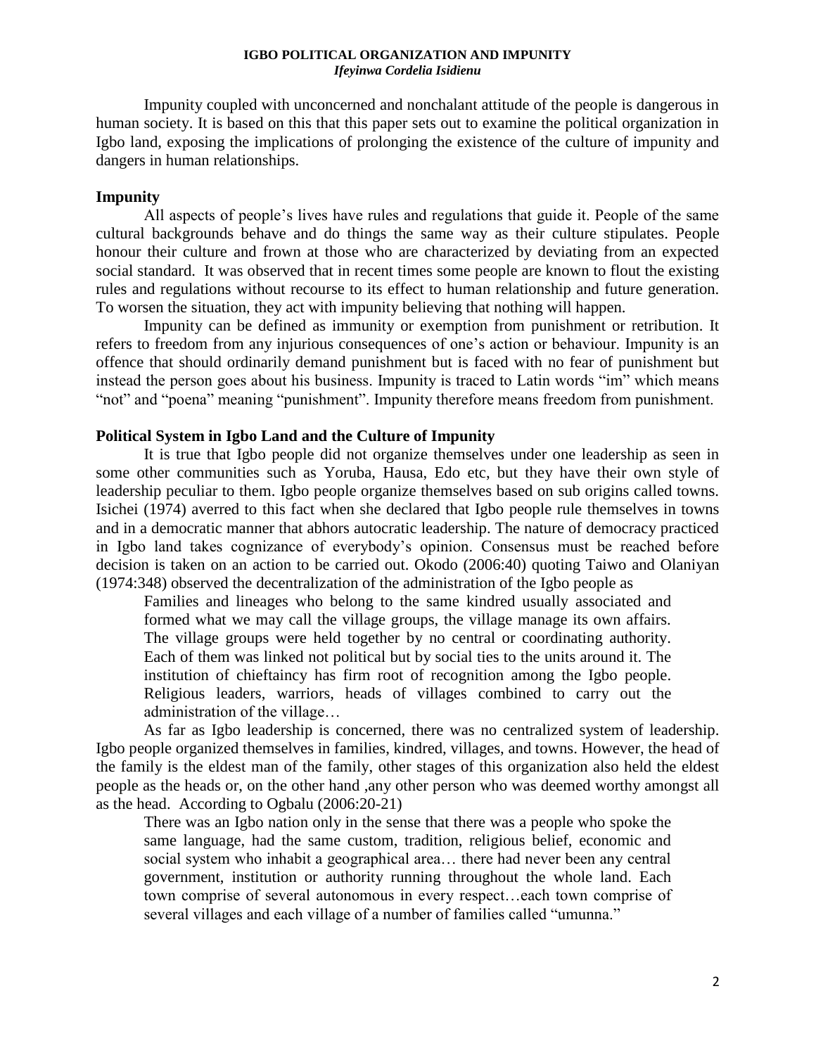Impunity coupled with unconcerned and nonchalant attitude of the people is dangerous in human society. It is based on this that this paper sets out to examine the political organization in Igbo land, exposing the implications of prolonging the existence of the culture of impunity and dangers in human relationships.

## Impunity

All aspects of people's lives have rules and regulations that guide it. People of the same cultural backgrounds behave and do things the same way as their culture stipulates. People honour their culture and frown at those who are characterized by deviating from an expected social standard. It was observed that in recent times some people are known to flout the existing rules and regulations without recourse to its effect to human relationship and future generation. To worsen the situation, they act with impunity believing that nothing will happen.

Impunity can be defined as immunity or exemption from punishment or retribution. It refers to freedom from any injurious consequences of one's action or behaviour. Impunity is an offence that should ordinarily demand punishment but is faced with no fear of punishment but instead the person goes about his business. Impunity is traced to Latin words "im" which means "not" and "poena" meaning "punishment". Impunity therefore means freedom from punishment.

## Political System in Igbo Land and the Culture of Impunity

It is true that Igbo people did not organize themselves under one leadership as seen in some other communities such as Yoruba, Hausa, Edo etc, but they have their own style of leadership peculiar to them. Igbo people organize themselves based on sub origins called towns. Isichei (1974) averred to this fact when she declared that Igbo people rule themselves in towns and in a democratic manner that abhors autocratic leadership. The nature of democracy practiced in Igbo land takes cognizance of everybody's opinion. Consensus must be reached before decision is taken on an action to be carried out. Okodo (2006:40) quoting Taiwo and Olaniyan (1974:348) observed the decentralization of the administration of the Igbo people as

> Families and lineages who belong to the same kindred usually associated and formed what we may call the village groups, the village manage its own affairs. The village groups were held together by no central or coordinating authority. Each of them was linked not political but by social ties to the units around it. The institution of chieftaincy has firm root of recognition among the Igbo people. Religious leaders, warriors, heads of villages combined to carry out the administration of the village…

As far as Igbo leadership is concerned, there was no centralized system of leadership. Igbo people organized themselves in families, kindred, villages, and towns. However, the head of the family is the eldest man of the family, other stages of this organization also held the eldest people as the heads or, on the other hand ,any other person who was deemed worthy amongst all as the head. According to Ogbalu (2006:20-21)

> There was an Igbo nation only in the sense that there was a people who spoke the same language, had the same custom, tradition, religious belief, economic and social system who inhabit a geographical area… there had never been any central government, institution or authority running throughout the whole land. Each town comprise of several autonomous in every respect…each town comprise of several villages and each village of a number of families called "umunna."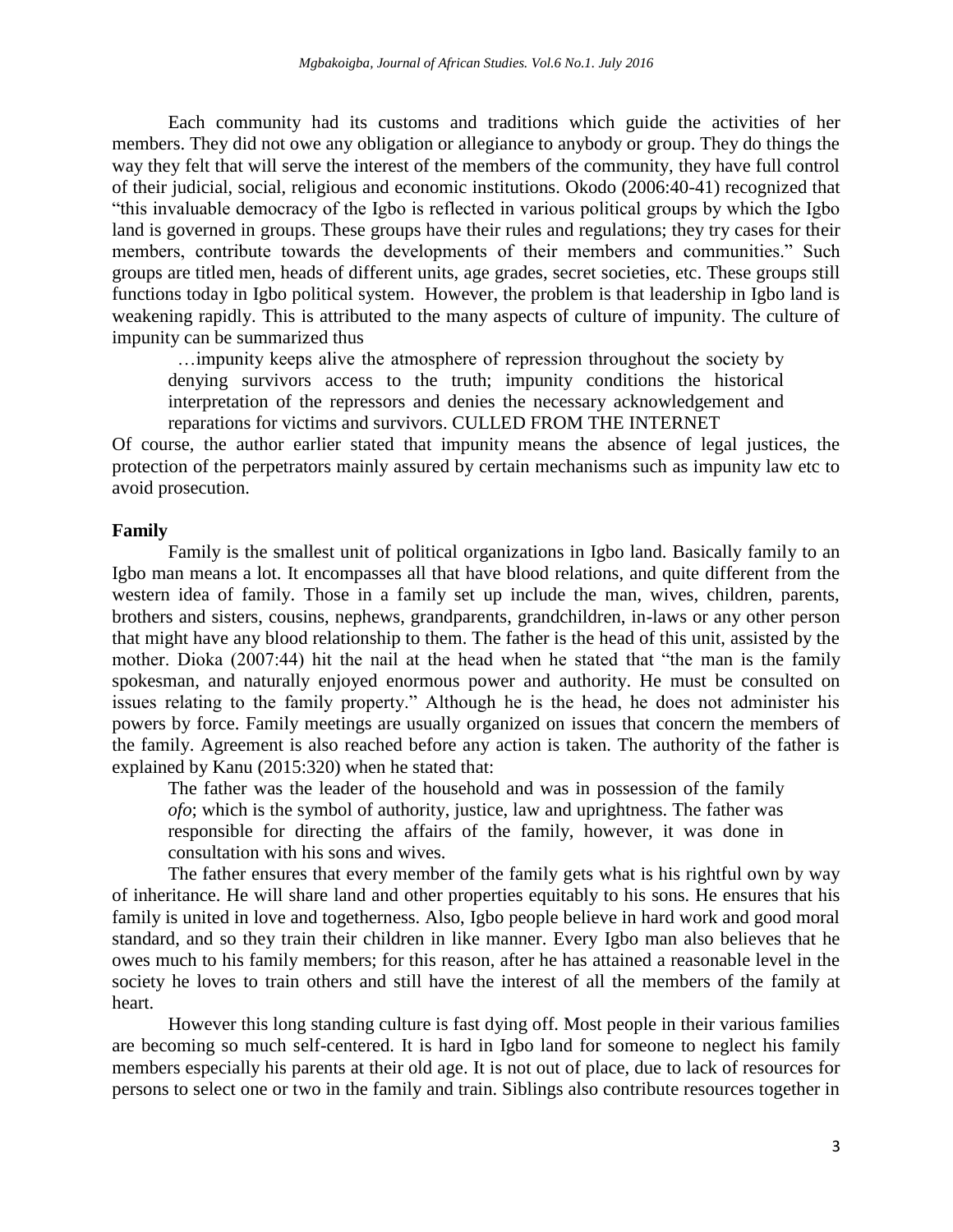Each community had its customs and traditions which guide the activities of her members. They did not owe any obligation or allegiance to anybody or group. They do things the way they felt that will serve the interest of the members of the community, they have full control of their judicial, social, religious and economic institutions. Okodo (2006:40-41) recognized that "this invaluable democracy of the Igbo is reflected in various political groups by which the Igbo land is governed in groups. These groups have their rules and regulations; they try cases for their members, contribute towards the developments of their members and communities." Such groups are titled men, heads of different units, age grades, secret societies, etc. These groups still functions today in Igbo political system. However, the problem is that leadership in Igbo land is weakening rapidly. This is attributed to the many aspects of culture of impunity. The culture of impunity can be summarized thus

> …impunity keeps alive the atmosphere of repression throughout the society by denying survivors access to the truth; impunity conditions the historical interpretation of the repressors and denies the necessary acknowledgement and reparations for victims and survivors. CULLED FROM THE INTERNET

Of course, the author earlier stated that impunity means the absence of legal justices, the protection of the perpetrators mainly assured by certain mechanisms such as impunity law etc to avoid prosecution.

**Family**

Family is the smallest unit of political organizations in Igbo land. Basically family to an Igbo man means a lot. It encompasses all that have blood relations, and quite different from the western idea of family. Those in a family set up include the man, wives, children, parents, brothers and sisters, cousins, nephews, grandparents, grandchildren, in-laws or any other person that might have any blood relationship to them. The father is the head of this unit, assisted by the mother. Dioka (2007:44) hit the nail at the head when he stated that "the man is the family spokesman, and naturally enjoyed enormous power and authority. He must be consulted on issues relating to the family property." Although he is the head, he does not administer his powers by force. Family meetings are usually organized on issues that concern the members of the family. Agreement is also reached before any action is taken. The authority of the father is explained by Kanu (2015:320) when he stated that:

> The father was the leader of the household and was in possession of the family *ofo*; which is the symbol of authority, justice, law and uprightness. The father was responsible for directing the affairs of the family, however, it was done in consultation with his sons and wives.

The father ensures that every member of the family gets what is his rightful own by way of inheritance. He will share land and other properties equitably to his sons. He ensures that his family is united in love and togetherness. Also, Igbo people believe in hard work and good moral standard, and so they train their children in like manner. Every Igbo man also believes that he owes much to his family members; for this reason, after he has attained a reasonable level in the society he loves to train others and still have the interest of all the members of the family at heart.

However this long standing culture is fast dying off. Most people in their various families are becoming so much self-centered. It is hard in Igbo land for someone to neglect his family members especially his parents at their old age. It is not out of place, due to lack of resources for persons to select one or two in the family and train. Siblings also contribute resources together in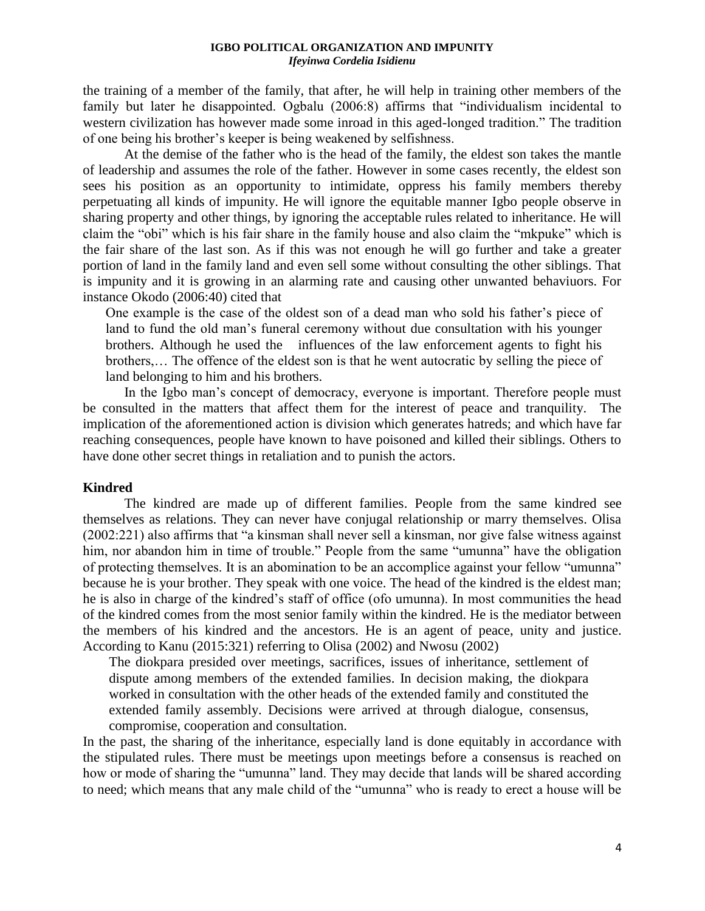the training of a member of the family, that after, he will help in training other members of the family but later he disappointed. Ogbalu (2006:8) affirms that "individualism incidental to western civilization has however made some inroad in this aged-longed tradition." The tradition of one being his brother's keeper is being weakened by selfishness.

At the demise of the father who is the head of the family, the eldest son takes the mantle of leadership and assumes the role of the father. However in some cases recently, the eldest son sees his position as an opportunity to intimidate, oppress his family members thereby perpetuating all kinds of impunity. He will ignore the equitable manner Igbo people observe in sharing property and other things, by ignoring the acceptable rules related to inheritance. He will claim the "obi" which is his fair share in the family house and also claim the "mkpuke" which is the fair share of the last son. As if this was not enough he will go further and take a greater portion of land in the family land and even sell some without consulting the other siblings. That is impunity and it is growing in an alarming rate and causing other unwanted behaviuors. For instance Okodo (2006:40) cited that

> One example is the case of the oldest son of a dead man who sold his father's piece of land to fund the old man's funeral ceremony without due consultation with his younger brothers. Although he used the influences of the law enforcement agents to fight his brothers,… The offence of the eldest son is that he went autocratic by selling the piece of land belonging to him and his brothers.

In the Igbo man's concept of democracy, everyone is important. Therefore people must be consulted in the matters that affect them for the interest of peace and tranquility. The implication of the aforementioned action is division which generates hatreds; and which have far reaching consequences, people have known to have poisoned and killed their siblings. Others to have done other secret things in retaliation and to punish the actors.

## Kindred

The kindred are made up of different families. People from the same kindred see themselves as relations. They can never have conjugal relationship or marry themselves. Olisa (2002:221) also affirms that "a kinsman shall never sell a kinsman, nor give false witness against him, nor abandon him in time of trouble." People from the same "umunna" have the obligation of protecting themselves. It is an abomination to be an accomplice against your fellow "umunna" because he is your brother. They speak with one voice. The head of the kindred is the eldest man; he is also in charge of the kindred's staff of office (ofo umunna). In most communities the head of the kindred comes from the most senior family within the kindred. He is the mediator between the members of his kindred and the ancestors. He is an agent of peace, unity and justice. According to Kanu (2015:321) referring to Olisa (2002) and Nwosu (2002)

> The diokpara presided over meetings, sacrifices, issues of inheritance, settlement of dispute among members of the extended families. In decision making, the diokpara worked in consultation with the other heads of the extended family and constituted the extended family assembly. Decisions were arrived at through dialogue, consensus, compromise, cooperation and consultation.

In the past, the sharing of the inheritance, especially land is done equitably in accordance with the stipulated rules. There must be meetings upon meetings before a consensus is reached on how or mode of sharing the "umunna" land. They may decide that lands will be shared according to need; which means that any male child of the "umunna" who is ready to erect a house will be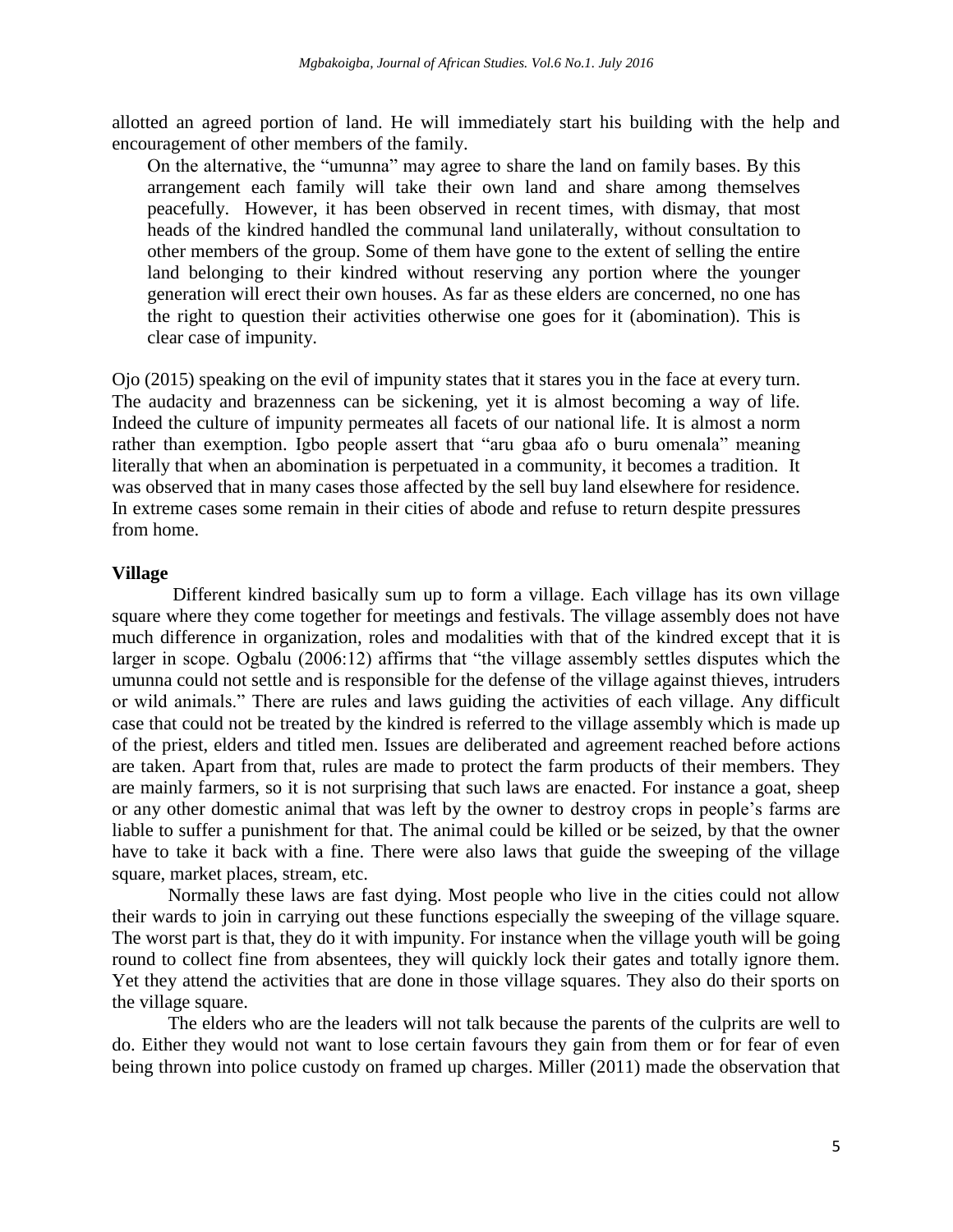allotted an agreed portion of land. He will immediately start his building with the help and encouragement of other members of the family.

> On the alternative, the "umunna" may agree to share the land on family bases. By this arrangement each family will take their own land and share among themselves peacefully. However, it has been observed in recent times, with dismay, that most heads of the kindred handled the communal land unilaterally, without consultation to other members of the group. Some of them have gone to the extent of selling the entire land belonging to their kindred without reserving any portion where the younger generation will erect their own houses. As far as these elders are concerned, no one has the right to question their activities otherwise one goes for it (abomination). This is clear case of impunity.

Ojo (2015) speaking on the evil of impunity states that it stares you in the face at every turn. The audacity and brazenness can be sickening, yet it is almost becoming a way of life. Indeed the culture of impunity permeates all facets of our national life. It is almost a norm rather than exemption. Igbo people assert that "aru gbaa afo o buru omenala" meaning literally that when an abomination is perpetuated in a community, it becomes a tradition. It was observed that in many cases those affected by the sell buy land elsewhere for residence. In extreme cases some remain in their cities of abode and refuse to return despite pressures from home.

**Village**

Different kindred basically sum up to form a village. Each village has its own village square where they come together for meetings and festivals. The village assembly does not have much difference in organization, roles and modalities with that of the kindred except that it is larger in scope. Ogbalu (2006:12) affirms that "the village assembly settles disputes which the umunna could not settle and is responsible for the defense of the village against thieves, intruders or wild animals." There are rules and laws guiding the activities of each village. Any difficult case that could not be treated by the kindred is referred to the village assembly which is made up of the priest, elders and titled men. Issues are deliberated and agreement reached before actions are taken. Apart from that, rules are made to protect the farm products of their members. They are mainly farmers, so it is not surprising that such laws are enacted. For instance a goat, sheep or any other domestic animal that was left by the owner to destroy crops in people's farms are liable to suffer a punishment for that. The animal could be killed or be seized, by that the owner have to take it back with a fine. There were also laws that guide the sweeping of the village square, market places, stream, etc.

Normally these laws are fast dying. Most people who live in the cities could not allow their wards to join in carrying out these functions especially the sweeping of the village square. The worst part is that, they do it with impunity. For instance when the village youth will be going round to collect fine from absentees, they will quickly lock their gates and totally ignore them. Yet they attend the activities that are done in those village squares. They also do their sports on the village square.

The elders who are the leaders will not talk because the parents of the culprits are well to do. Either they would not want to lose certain favours they gain from them or for fear of even being thrown into police custody on framed up charges. Miller (2011) made the observation that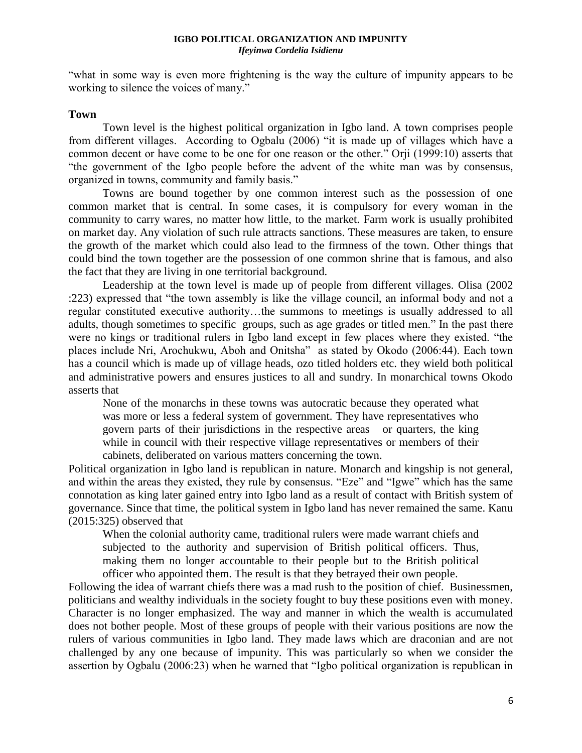"what in some way is even more frightening is the way the culture of impunity appears to be working to silence the voices of many."

## Town

Town level is the highest political organization in Igbo land. A town comprises people from different villages. According to Ogbalu (2006) "it is made up of villages which have a common decent or have come to be one for one reason or the other." Orji (1999:10) asserts that "the government of the Igbo people before the advent of the white man was by consensus, organized in towns, community and family basis."

Towns are bound together by one common interest such as the possession of one common market that is central. In some cases, it is compulsory for every woman in the community to carry wares, no matter how little, to the market. Farm work is usually prohibited on market day. Any violation of such rule attracts sanctions. These measures are taken, to ensure the growth of the market which could also lead to the firmness of the town. Other things that could bind the town together are the possession of one common shrine that is famous, and also the fact that they are living in one territorial background.

Leadership at the town level is made up of people from different villages. Olisa (2002 :223) expressed that "the town assembly is like the village council, an informal body and not a regular constituted executive authority…the summons to meetings is usually addressed to all adults, though sometimes to specific groups, such as age grades or titled men." In the past there were no kings or traditional rulers in Igbo land except in few places where they existed. "the places include Nri, Arochukwu, Aboh and Onitsha" as stated by Okodo (2006:44). Each town has a council which is made up of village heads, ozo titled holders etc. they wield both political and administrative powers and ensures justices to all and sundry. In monarchical towns Okodo asserts that

> None of the monarchs in these towns was autocratic because they operated what was more or less a federal system of government. They have representatives who govern parts of their jurisdictions in the respective areas or quarters, the king while in council with their respective village representatives or members of their cabinets, deliberated on various matters concerning the town.

Political organization in Igbo land is republican in nature. Monarch and kingship is not general, and within the areas they existed, they rule by consensus. "Eze" and "Igwe" which has the same connotation as king later gained entry into Igbo land as a result of contact with British system of governance. Since that time, the political system in Igbo land has never remained the same. Kanu (2015:325) observed that

> When the colonial authority came, traditional rulers were made warrant chiefs and subjected to the authority and supervision of British political officers. Thus, making them no longer accountable to their people but to the British political officer who appointed them. The result is that they betrayed their own people.

Following the idea of warrant chiefs there was a mad rush to the position of chief. Businessmen, politicians and wealthy individuals in the society fought to buy these positions even with money. Character is no longer emphasized. The way and manner in which the wealth is accumulated does not bother people. Most of these groups of people with their various positions are now the rulers of various communities in Igbo land. They made laws which are draconian and are not challenged by any one because of impunity. This was particularly so when we consider the assertion by Ogbalu (2006:23) when he warned that "Igbo political organization is republican in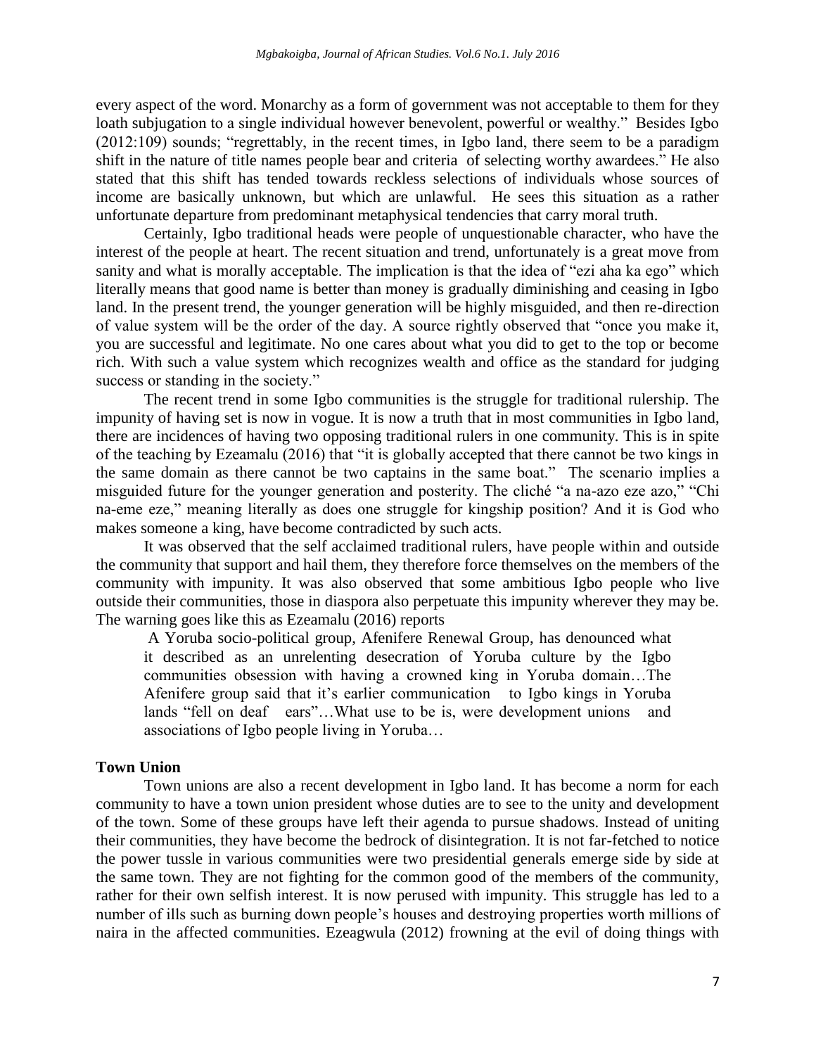every aspect of the word. Monarchy as a form of government was not acceptable to them for they loath subjugation to a single individual however benevolent, powerful or wealthy." Besides Igbo (2012:109) sounds; "regrettably, in the recent times, in Igbo land, there seem to be a paradigm shift in the nature of title names people bear and criteria of selecting worthy awardees." He also stated that this shift has tended towards reckless selections of individuals whose sources of income are basically unknown, but which are unlawful. He sees this situation as a rather unfortunate departure from predominant metaphysical tendencies that carry moral truth.

Certainly, Igbo traditional heads were people of unquestionable character, who have the interest of the people at heart. The recent situation and trend, unfortunately is a great move from sanity and what is morally acceptable. The implication is that the idea of "ezi aha ka ego" which literally means that good name is better than money is gradually diminishing and ceasing in Igbo land. In the present trend, the younger generation will be highly misguided, and then re-direction of value system will be the order of the day. A source rightly observed that "once you make it, you are successful and legitimate. No one cares about what you did to get to the top or become rich. With such a value system which recognizes wealth and office as the standard for judging success or standing in the society."

The recent trend in some Igbo communities is the struggle for traditional rulership. The impunity of having set is now in vogue. It is now a truth that in most communities in Igbo land, there are incidences of having two opposing traditional rulers in one community. This is in spite of the teaching by Ezeamalu (2016) that "it is globally accepted that there cannot be two kings in the same domain as there cannot be two captains in the same boat." The scenario implies a misguided future for the younger generation and posterity. The cliché "a na-azo eze azo," "Chi na-eme eze," meaning literally as does one struggle for kingship position? And it is God who makes someone a king, have become contradicted by such acts.

It was observed that the self acclaimed traditional rulers, have people within and outside the community that support and hail them, they therefore force themselves on the members of the community with impunity. It was also observed that some ambitious Igbo people who live outside their communities, those in diaspora also perpetuate this impunity wherever they may be. The warning goes like this as Ezeamalu (2016) reports

> A Yoruba socio-political group, Afenifere Renewal Group, has denounced what it described as an unrelenting desecration of Yoruba culture by the Igbo communities obsession with having a crowned king in Yoruba domain…The Afenifere group said that it's earlier communication to Igbo kings in Yoruba lands "fell on deaf ears"…What use to be is, were development unions and associations of Igbo people living in Yoruba…

**Town Union**

Town unions are also a recent development in Igbo land. It has become a norm for each community to have a town union president whose duties are to see to the unity and development of the town. Some of these groups have left their agenda to pursue shadows. Instead of uniting their communities, they have become the bedrock of disintegration. It is not far-fetched to notice the power tussle in various communities were two presidential generals emerge side by side at the same town. They are not fighting for the common good of the members of the community, rather for their own selfish interest. It is now perused with impunity. This struggle has led to a number of ills such as burning down people's houses and destroying properties worth millions of naira in the affected communities. Ezeagwula (2012) frowning at the evil of doing things with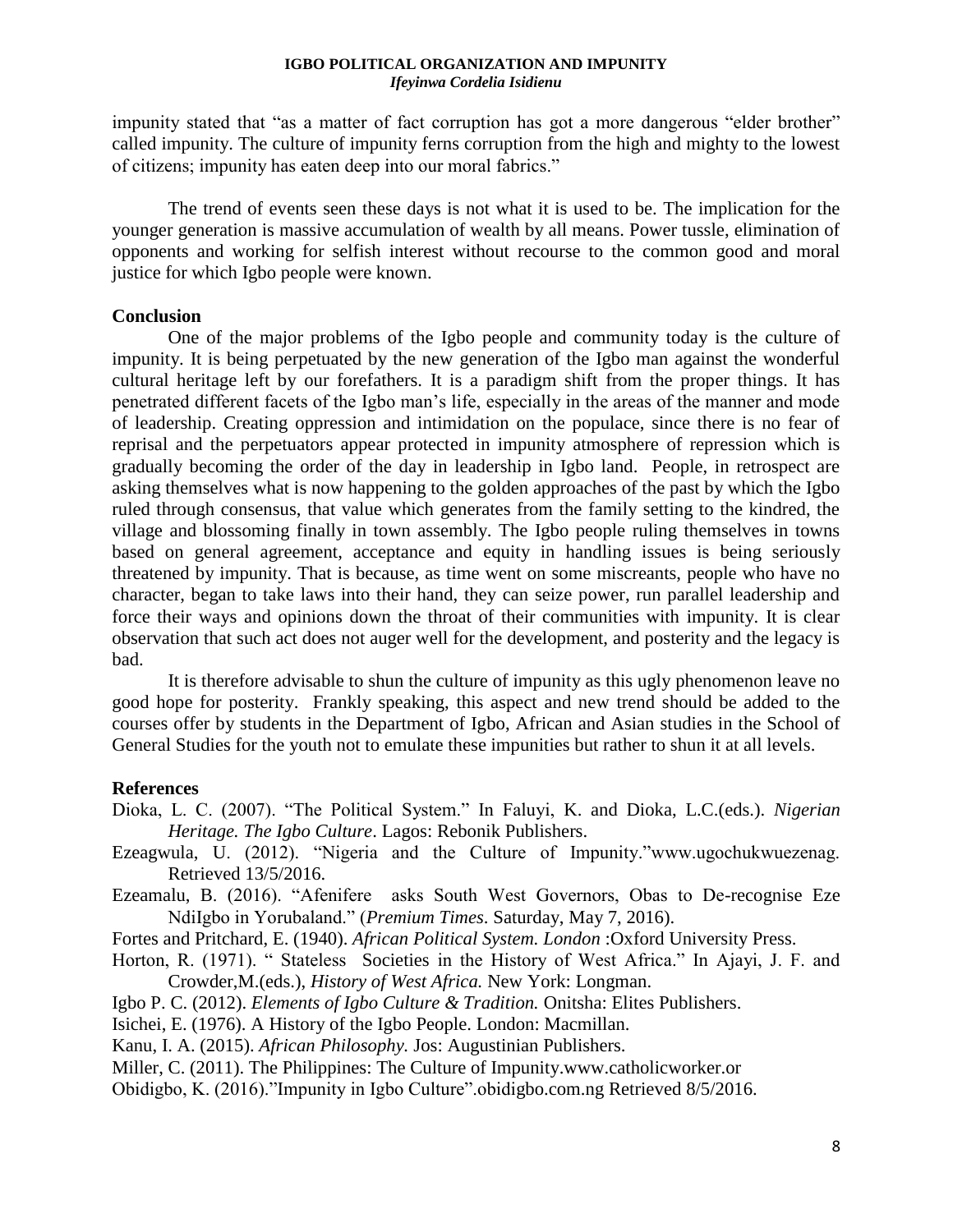impunity stated that "as a matter of fact corruption has got a more dangerous "elder brother" called impunity. The culture of impunity ferns corruption from the high and mighty to the lowest of citizens; impunity has eaten deep into our moral fabrics."

The trend of events seen these days is not what it is used to be. The implication for the younger generation is massive accumulation of wealth by all means. Power tussle, elimination of opponents and working for selfish interest without recourse to the common good and moral justice for which Igbo people were known.

## Conclusion

One of the major problems of the Igbo people and community today is the culture of impunity. It is being perpetuated by the new generation of the Igbo man against the wonderful cultural heritage left by our forefathers. It is a paradigm shift from the proper things. It has penetrated different facets of the Igbo man's life, especially in the areas of the manner and mode of leadership. Creating oppression and intimidation on the populace, since there is no fear of reprisal and the perpetuators appear protected in impunity atmosphere of repression which is gradually becoming the order of the day in leadership in Igbo land. People, in retrospect are asking themselves what is now happening to the golden approaches of the past by which the Igbo ruled through consensus, that value which generates from the family setting to the kindred, the village and blossoming finally in town assembly. The Igbo people ruling themselves in towns based on general agreement, acceptance and equity in handling issues is being seriously threatened by impunity. That is because, as time went on some miscreants, people who have no character, began to take laws into their hand, they can seize power, run parallel leadership and force their ways and opinions down the throat of their communities with impunity. It is clear observation that such act does not auger well for the development, and posterity and the legacy is bad.

It is therefore advisable to shun the culture of impunity as this ugly phenomenon leave no good hope for posterity. Frankly speaking, this aspect and new trend should be added to the courses offer by students in the Department of Igbo, African and Asian studies in the School of General Studies for the youth not to emulate these impunities but rather to shun it at all levels.

## References

Dioka, L. C. (2007). "The Political System." In Faluyi, K. and Dioka, L.C.(eds.). *Nigerian Heritage. The Igbo Culture*. Lagos: Rebonik Publishers.

Ezeagwula, U. (2012). "Nigeria and the Culture of Impunity."www.ugochukwuezenag. Retrieved 13/5/2016.

Ezeamalu, B. (2016). "Afenifere asks South West Governors, Obas to De-recognise Eze NdiIgbo in Yorubaland." (*Premium Times*. Saturday, May 7, 2016).

Fortes and Pritchard, E. (1940). *African Political System. London* :Oxford University Press.

Horton, R. (1971). " Stateless Societies in the History of West Africa." In Ajayi, J. F. and Crowder,M.(eds.), *History of West Africa.* New York: Longman.

Igbo P. C. (2012). *Elements of Igbo Culture & Tradition.* Onitsha: Elites Publishers.

Isichei, E. (1976). A History of the Igbo People. London: Macmillan.

Kanu, I. A. (2015). *African Philosophy.* Jos: Augustinian Publishers.

Miller, C. (2011). The Philippines: The Culture of Impunity.www.catholicworker.or

Obidigbo, K. (2016)."Impunity in Igbo Culture".obidigbo.com.ng Retrieved 8/5/2016.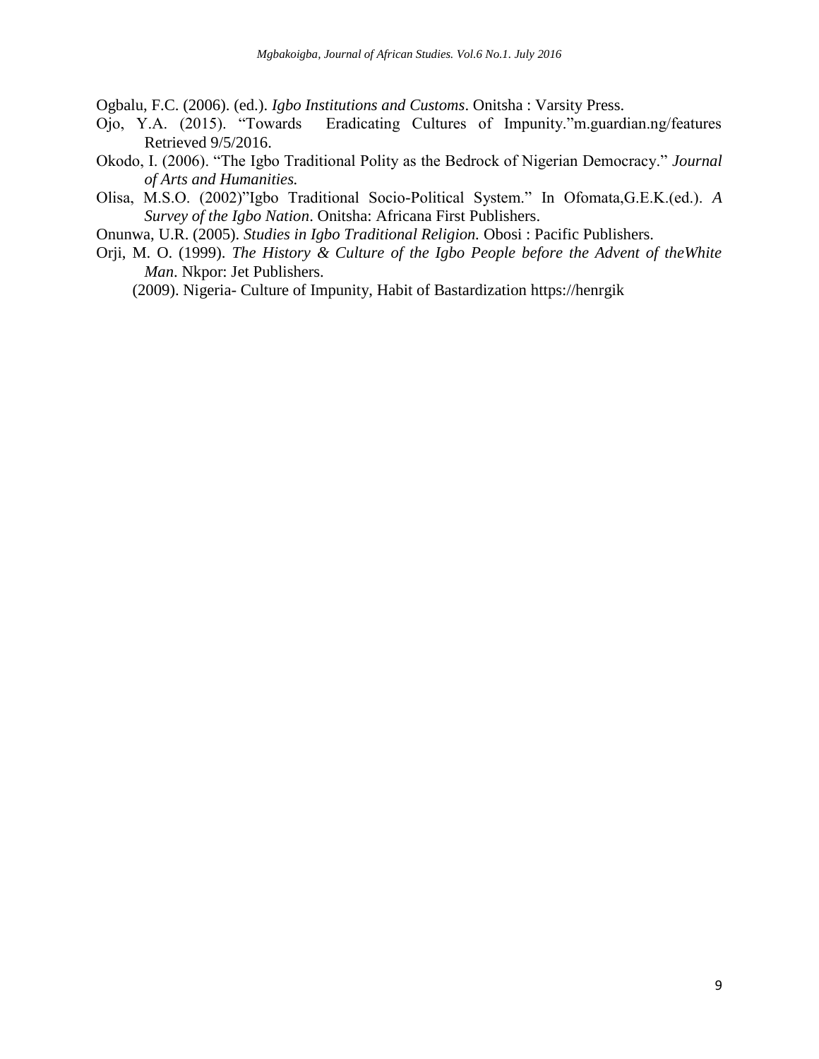Ogbalu, F.C. (2006). (ed.). *Igbo Institutions and Customs*. Onitsha : Varsity Press.

Ojo, Y.A. (2015). "Towards Eradicating Cultures of Impunity."m.guardian.ng/features Retrieved 9/5/2016.

Okodo, I. (2006). "The Igbo Traditional Polity as the Bedrock of Nigerian Democracy." *Journal of Arts and Humanities.*

Olisa, M.S.O. (2002)"Igbo Traditional Socio-Political System." In Ofomata,G.E.K.(ed.). *A Survey of the Igbo Nation*. Onitsha: Africana First Publishers.

Onunwa, U.R. (2005). *Studies in Igbo Traditional Religion.* Obosi : Pacific Publishers.

Orji, M. O. (1999). *The History & Culture of the Igbo People before the Advent of theWhite Man*. Nkpor: Jet Publishers.

(2009). Nigeria- Culture of Impunity, Habit of Bastardization https://henrgik